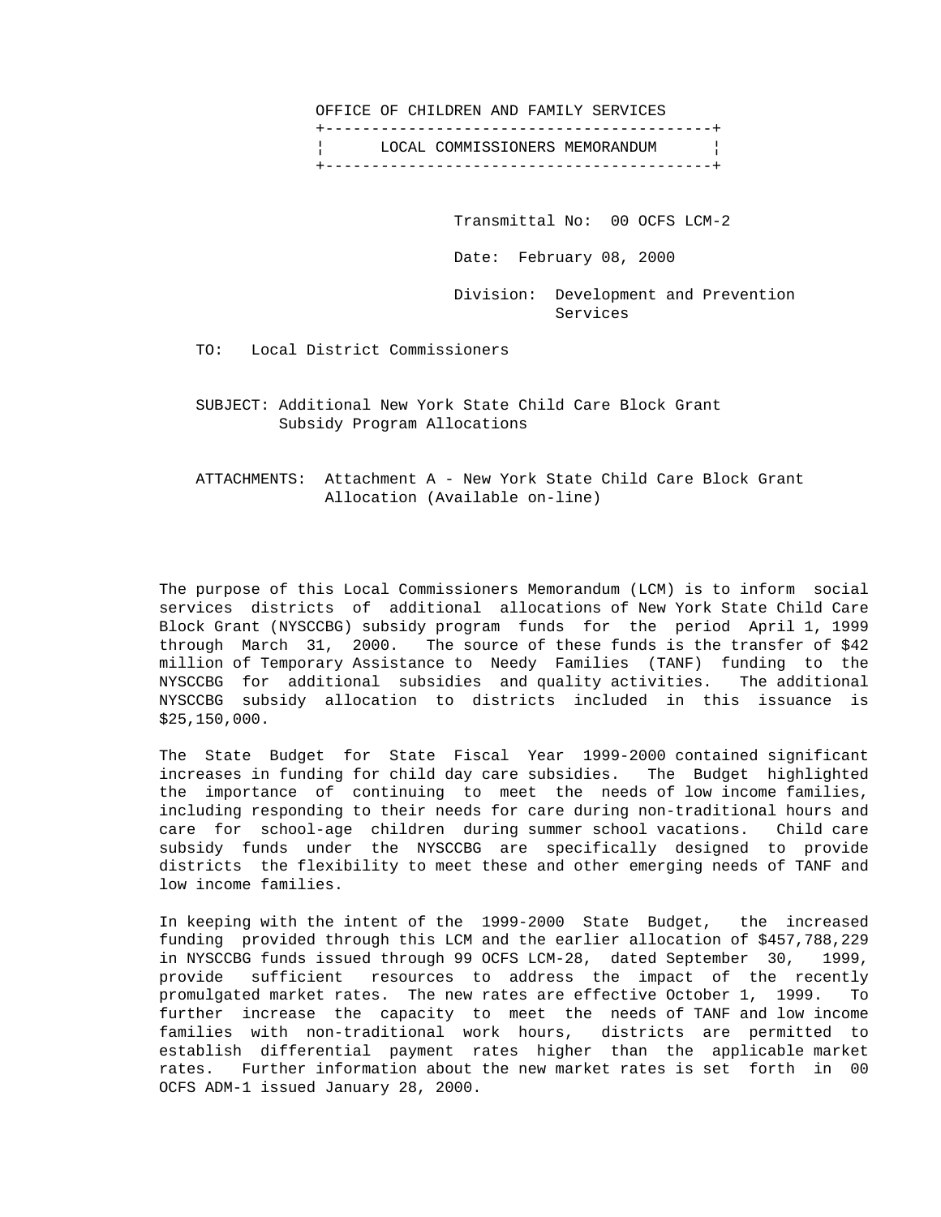OFFICE OF CHILDREN AND FAMILY SERVICES

## LOCAL COMMISSIONERS MEMORANDUM

Transmittal No: 00 OCFS LCM-2

Date: February 08, 2000

Division: Development and Prevention Services

TO: Local District Commissioners

SUBJECT: Additional New York State Child Care Block Grant Subsidy Program Allocations

ATTACHMENTS: Attachment A - New York State Child Care Block Grant Allocation (Available on-line)

The purpose of this Local Commissioners Memorandum (LCM) is to inform social services districts of additional allocations of New York State Child Care Block Grant (NYSCCBG) subsidy program funds for the period April 1, 1999 through March 31, 2000. The source of these funds is the transfer of $42 million of Temporary Assistance to Needy Families (TANF) funding to the NYSCCBG for additional subsidies and quality activities. The additional NYSCCBG subsidy allocation to districts included in this issuance is $25,150,000.

The State Budget for State Fiscal Year 1999-2000 contained significant increases in funding for child day care subsidies. The Budget highlighted the importance of continuing to meet the needs of low income families, including responding to their needs for care during non-traditional hours and care for school-age children during summer school vacations. Child care subsidy funds under the NYSCCBG are specifically designed to provide districts the flexibility to meet these and other emerging needs of TANF and low income families.

In keeping with the intent of the 1999-2000 State Budget, the increased funding provided through this LCM and the earlier allocation of $457,788,229 in NYSCCBG funds issued through 99 OCFS LCM-28, dated September 30, 1999, provide sufficient resources to address the impact of the recently promulgated market rates. The new rates are effective October 1, 1999. To further increase the capacity to meet the needs of TANF and low income families with non-traditional work hours, districts are permitted to establish differential payment rates higher than the applicable market rates. Further information about the new market rates is set forth in 00 OCFS ADM-1 issued January 28, 2000.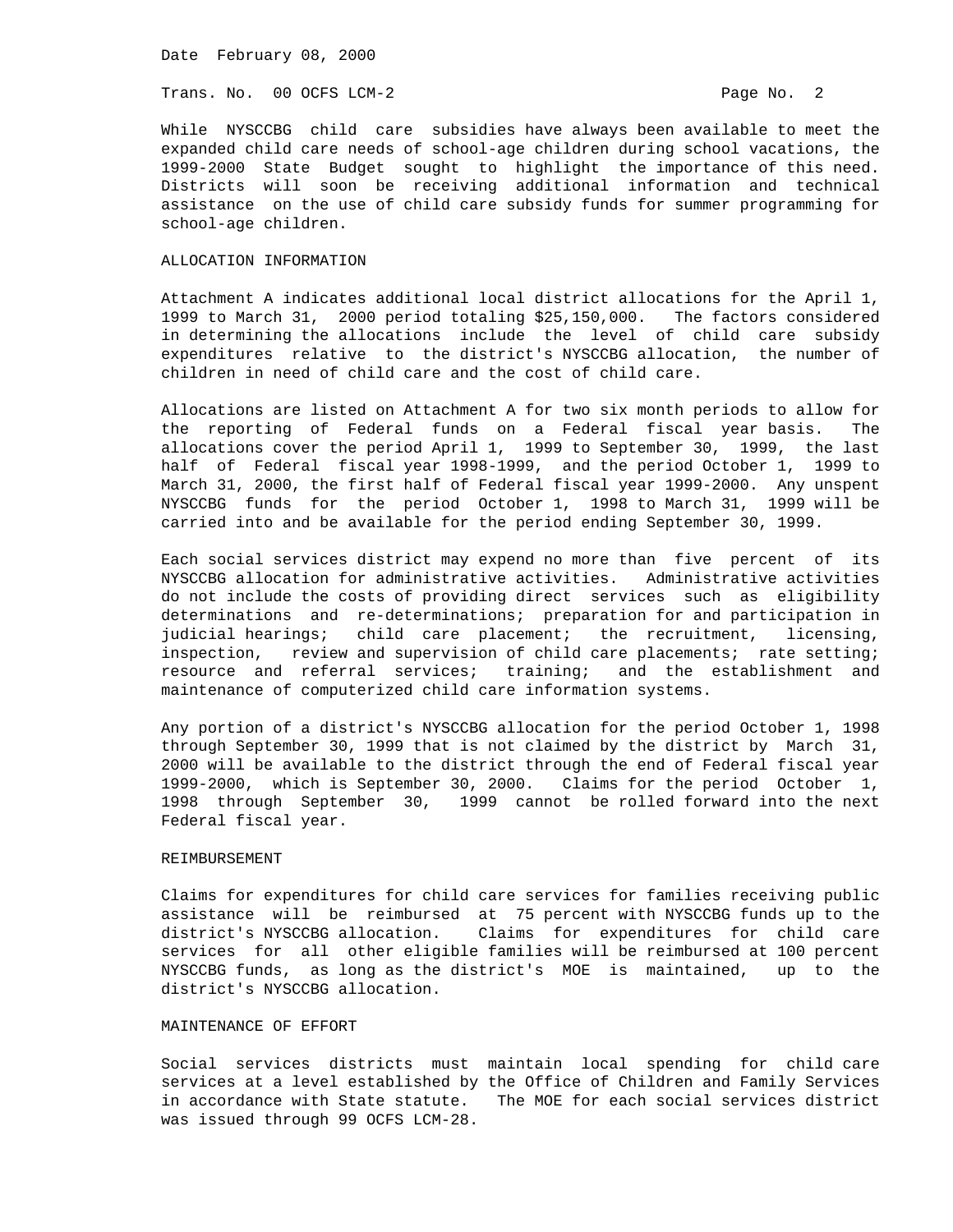While NYSCCBG child care subsidies have always been available to meet the expanded child care needs of school-age children during school vacations, the 1999-2000 State Budget sought to highlight the importance of this need. Districts will soon be receiving additional information and technical assistance on the use of child care subsidy funds for summer programming for school-age children.

## ALLOCATION INFORMATION

Attachment A indicates additional local district allocations for the April 1, 1999 to March 31, 2000 period totaling $25,150,000. The factors considered in determining the allocations include the level of child care subsidy expenditures relative to the district's NYSCCBG allocation, the number of children in need of child care and the cost of child care.

Allocations are listed on Attachment A for two six month periods to allow for the reporting of Federal funds on a Federal fiscal year basis. The allocations cover the period April 1, 1999 to September 30, 1999, the last half of Federal fiscal year 1998-1999, and the period October 1, 1999 to March 31, 2000, the first half of Federal fiscal year 1999-2000. Any unspent NYSCCBG funds for the period October 1, 1998 to March 31, 1999 will be carried into and be available for the period ending September 30, 1999.

Each social services district may expend no more than five percent of its NYSCCBG allocation for administrative activities. Administrative activities do not include the costs of providing direct services such as eligibility determinations and re-determinations; preparation for and participation in judicial hearings; child care placement; the recruitment, licensing, inspection, review and supervision of child care placements; rate setting; resource and referral services; training; and the establishment and maintenance of computerized child care information systems.

Any portion of a district's NYSCCBG allocation for the period October 1, 1998 through September 30, 1999 that is not claimed by the district by March 31, 2000 will be available to the district through the end of Federal fiscal year 1999-2000, which is September 30, 2000. Claims for the period October 1, 1998 through September 30, 1999 cannot be rolled forward into the next Federal fiscal year.

## REIMBURSEMENT

Claims for expenditures for child care services for families receiving public assistance will be reimbursed at 75 percent with NYSCCBG funds up to the district's NYSCCBG allocation. Claims for expenditures for child care services for all other eligible families will be reimbursed at 100 percent NYSCCBG funds, as long as the district's MOE is maintained, up to the district's NYSCCBG allocation.

## MAINTENANCE OF EFFORT

Social services districts must maintain local spending for child care services at a level established by the Office of Children and Family Services in accordance with State statute. The MOE for each social services district was issued through 99 OCFS LCM-28.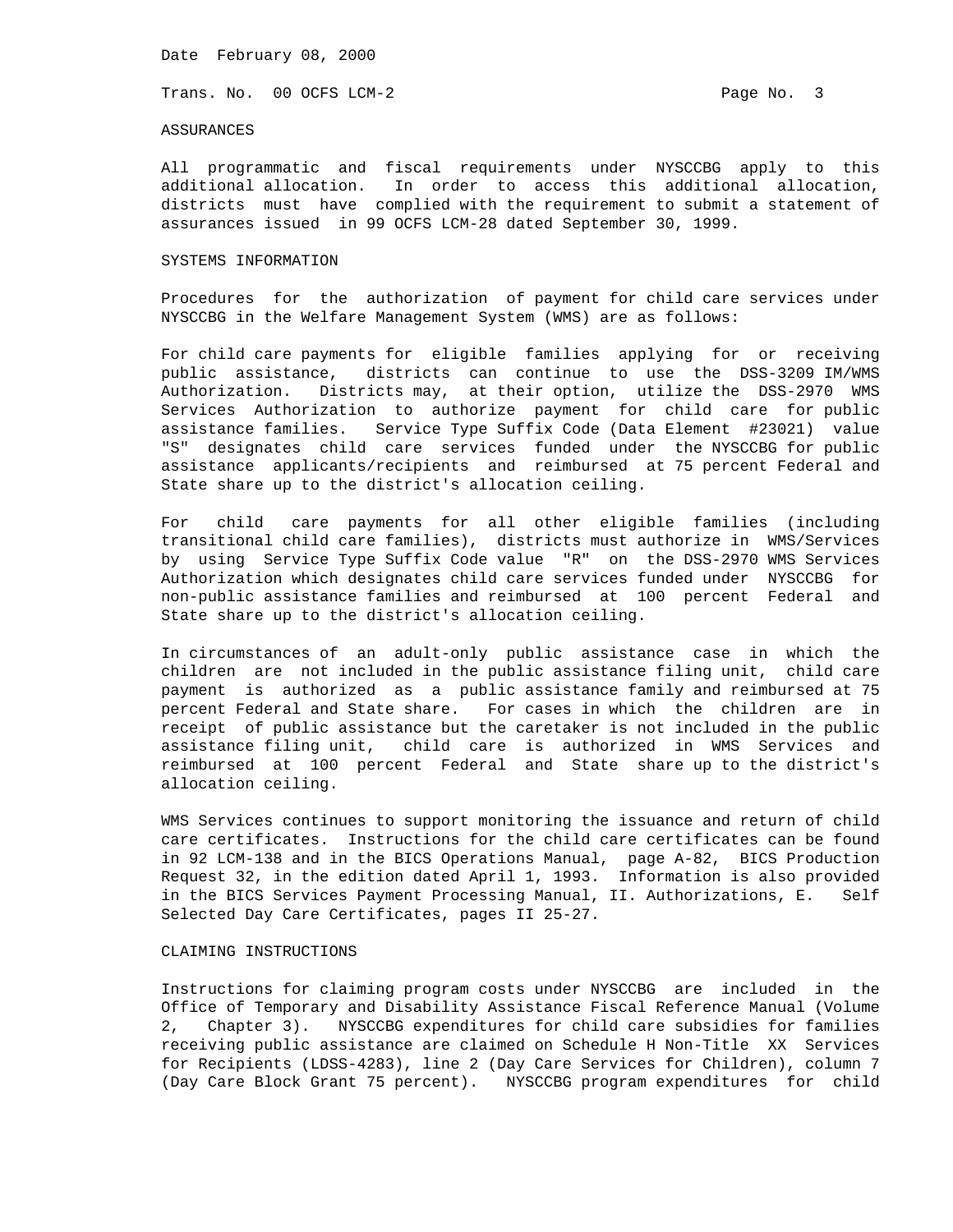## ASSURANCES

All programmatic and fiscal requirements under NYSCCBG apply to this additional allocation. In order to access this additional allocation, districts must have complied with the requirement to submit a statement of assurances issued in 99 OCFS LCM-28 dated September 30, 1999.

## SYSTEMS INFORMATION

Procedures for the authorization of payment for child care services under NYSCCBG in the Welfare Management System (WMS) are as follows:

For child care payments for eligible families applying for or receiving public assistance, districts can continue to use the DSS-3209 IM/WMS Authorization. Districts may, at their option, utilize the DSS-2970 WMS Services Authorization to authorize payment for child care for public assistance families. Service Type Suffix Code (Data Element #23021) value "S" designates child care services funded under the NYSCCBG for public assistance applicants/recipients and reimbursed at 75 percent Federal and State share up to the district's allocation ceiling.

For child care payments for all other eligible families (including transitional child care families), districts must authorize in WMS/Services by using Service Type Suffix Code value "R" on the DSS-2970 WMS Services Authorization which designates child care services funded under NYSCCBG for non-public assistance families and reimbursed at 100 percent Federal and State share up to the district's allocation ceiling.

In circumstances of an adult-only public assistance case in which the children are not included in the public assistance filing unit, child care payment is authorized as a public assistance family and reimbursed at 75 percent Federal and State share. For cases in which the children are in receipt of public assistance but the caretaker is not included in the public assistance filing unit, child care is authorized in WMS Services and reimbursed at 100 percent Federal and State share up to the district's allocation ceiling.

WMS Services continues to support monitoring the issuance and return of child care certificates. Instructions for the child care certificates can be found in 92 LCM-138 and in the BICS Operations Manual, page A-82, BICS Production Request 32, in the edition dated April 1, 1993. Information is also provided in the BICS Services Payment Processing Manual, II. Authorizations, E. Self Selected Day Care Certificates, pages II 25-27.

## CLAIMING INSTRUCTIONS

Instructions for claiming program costs under NYSCCBG are included in the Office of Temporary and Disability Assistance Fiscal Reference Manual (Volume 2, Chapter 3). NYSCCBG expenditures for child care subsidies for families receiving public assistance are claimed on Schedule H Non-Title XX Services for Recipients (LDSS-4283), line 2 (Day Care Services for Children), column 7 (Day Care Block Grant 75 percent). NYSCCBG program expenditures for child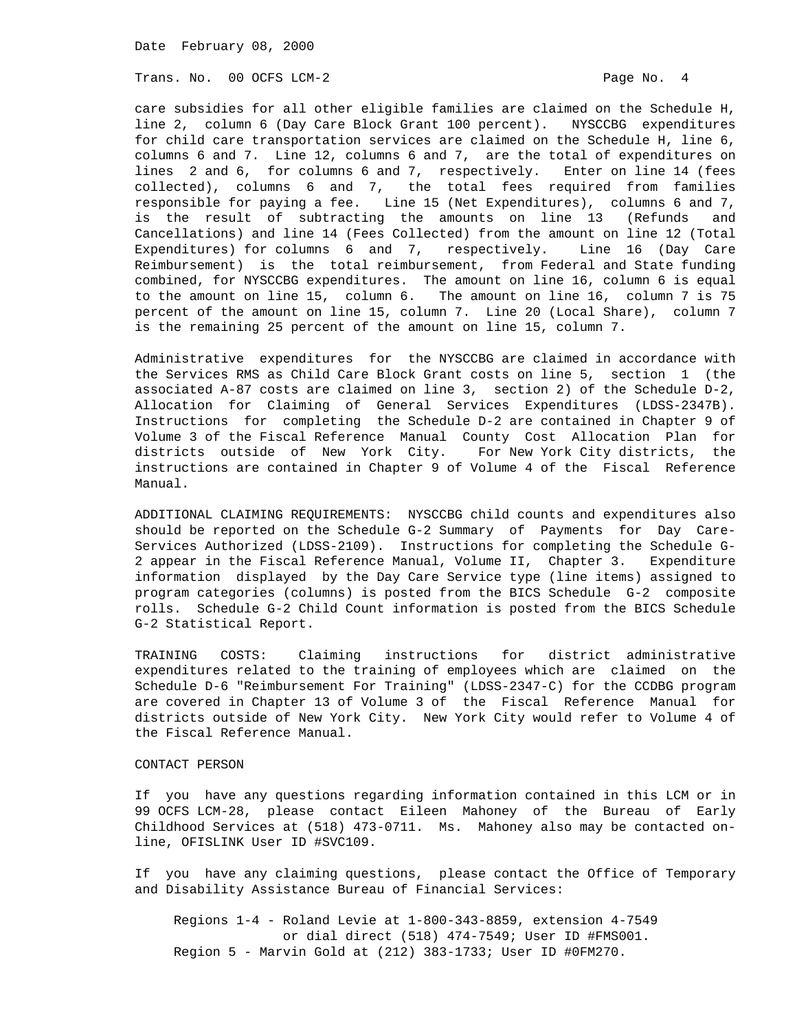care subsidies for all other eligible families are claimed on the Schedule H, line 2, column 6 (Day Care Block Grant 100 percent). NYSCCBG expenditures for child care transportation services are claimed on the Schedule H, line 6, columns 6 and 7. Line 12, columns 6 and 7, are the total of expenditures on lines 2 and 6, for columns 6 and 7, respectively. Enter on line 14 (fees collected), columns 6 and 7, the total fees required from families responsible for paying a fee. Line 15 (Net Expenditures), columns 6 and 7, is the result of subtracting the amounts on line 13 (Refunds and Cancellations) and line 14 (Fees Collected) from the amount on line 12 (Total Expenditures) for columns 6 and 7, respectively. Line 16 (Day Care Reimbursement) is the total reimbursement, from Federal and State funding combined, for NYSCCBG expenditures. The amount on line 16, column 6 is equal to the amount on line 15, column 6. The amount on line 16, column 7 is 75 percent of the amount on line 15, column 7. Line 20 (Local Share), column 7 is the remaining 25 percent of the amount on line 15, column 7.

Administrative expenditures for the NYSCCBG are claimed in accordance with the Services RMS as Child Care Block Grant costs on line 5, section 1 (the associated A-87 costs are claimed on line 3, section 2) of the Schedule D-2, Allocation for Claiming of General Services Expenditures (LDSS-2347B). Instructions for completing the Schedule D-2 are contained in Chapter 9 of Volume 3 of the Fiscal Reference Manual County Cost Allocation Plan for districts outside of New York City. For New York City districts, the instructions are contained in Chapter 9 of Volume 4 of the Fiscal Reference Manual.

ADDITIONAL CLAIMING REQUIREMENTS: NYSCCBG child counts and expenditures also should be reported on the Schedule G-2 Summary of Payments for Day Care-Services Authorized (LDSS-2109). Instructions for completing the Schedule G-2 appear in the Fiscal Reference Manual, Volume II, Chapter 3. Expenditure information displayed by the Day Care Service type (line items) assigned to program categories (columns) is posted from the BICS Schedule G-2 composite rolls. Schedule G-2 Child Count information is posted from the BICS Schedule G-2 Statistical Report.

TRAINING COSTS: Claiming instructions for district administrative expenditures related to the training of employees which are claimed on the Schedule D-6 "Reimbursement For Training" (LDSS-2347-C) for the CCDBG program are covered in Chapter 13 of Volume 3 of the Fiscal Reference Manual for districts outside of New York City. New York City would refer to Volume 4 of the Fiscal Reference Manual.

CONTACT PERSON

If you have any questions regarding information contained in this LCM or in 99 OCFS LCM-28, please contact Eileen Mahoney of the Bureau of Early Childhood Services at (518) 473-0711. Ms. Mahoney also may be contacted on-line, OFISLINK User ID #SVC109.

If you have any claiming questions, please contact the Office of Temporary and Disability Assistance Bureau of Financial Services:

Regions 1-4 - Roland Levie at 1-800-343-8859, extension 4-7549 or dial direct (518) 474-7549; User ID #FMS001.
Region 5 - Marvin Gold at (212) 383-1733; User ID #0FM270.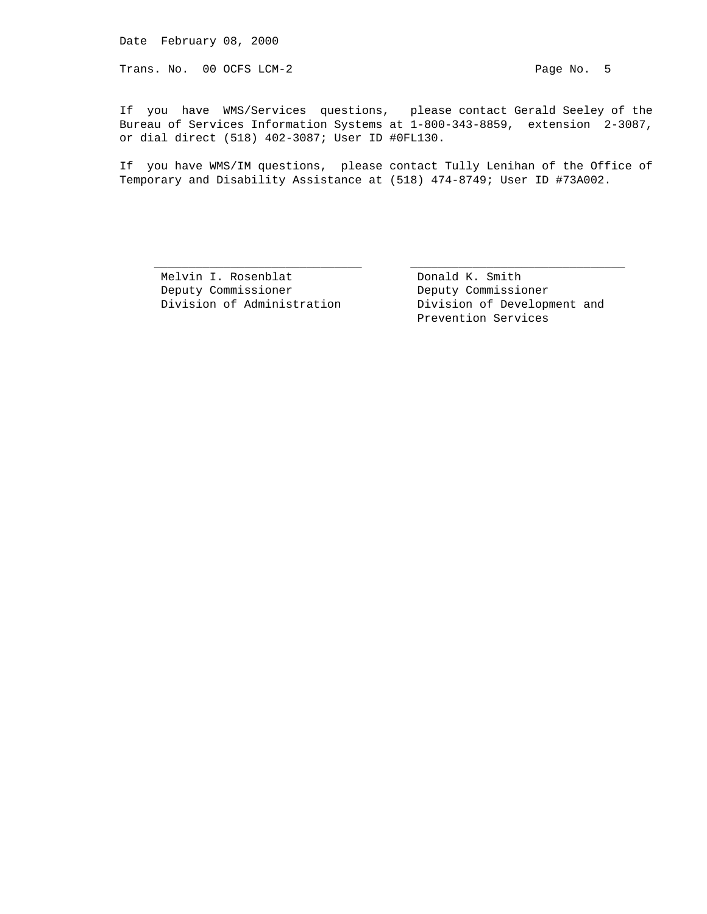If you have WMS/Services questions, please contact Gerald Seeley of the Bureau of Services Information Systems at 1-800-343-8859, extension 2-3087, or dial direct (518) 402-3087; User ID #0FL130.

If you have WMS/IM questions, please contact Tully Lenihan of the Office of Temporary and Disability Assistance at (518) 474-8749; User ID #73A002.

| ______________________________ | ______________________________ |
|---|---|
| Melvin I. Rosenblat | Donald K. Smith |
| Deputy Commissioner | Deputy Commissioner |
| Division of Administration | Division of Development and Prevention Services |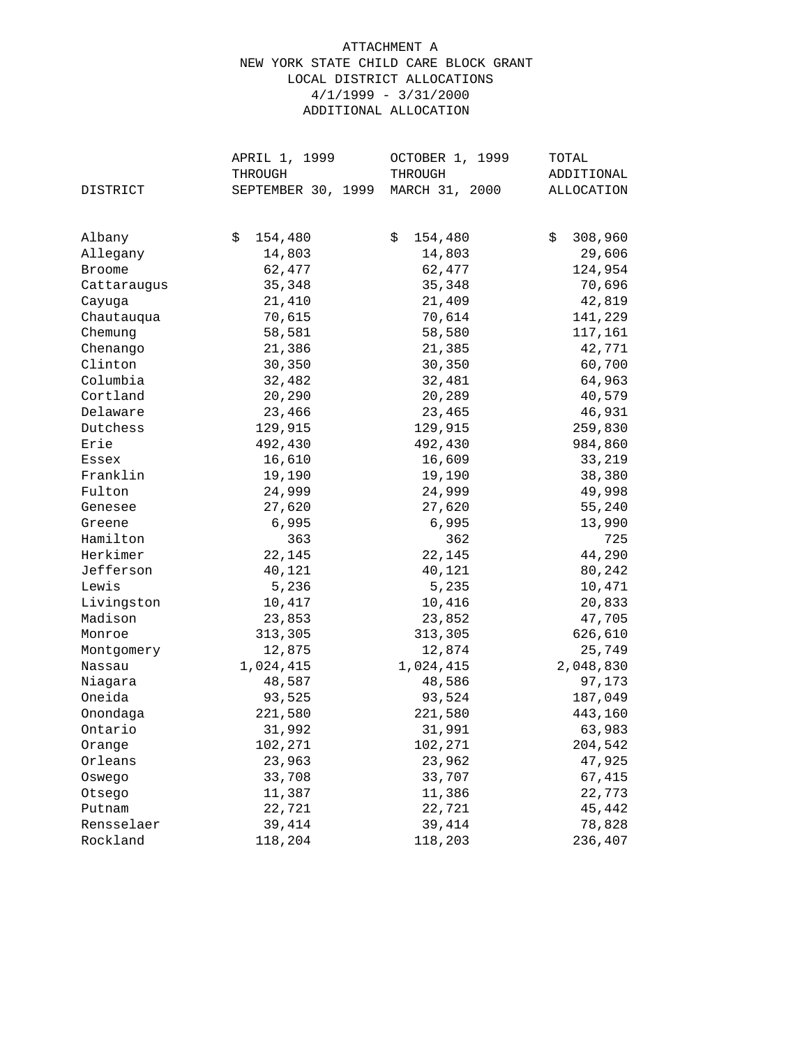ATTACHMENT A
NEW YORK STATE CHILD CARE BLOCK GRANT
LOCAL DISTRICT ALLOCATIONS
4/1/1999 - 3/31/2000
ADDITIONAL ALLOCATION

| DISTRICT | APRIL 1, 1999 THROUGH SEPTEMBER 30, 1999 | OCTOBER 1, 1999 THROUGH MARCH 31, 2000 | TOTAL ADDITIONAL ALLOCATION |
|---|---|---|---|
| Albany | $ 154,480 | $ 154,480 | $ 308,960 |
| Allegany | 14,803 | 14,803 | 29,606 |
| Broome | 62,477 | 62,477 | 124,954 |
| Cattaraugus | 35,348 | 35,348 | 70,696 |
| Cayuga | 21,410 | 21,409 | 42,819 |
| Chautauqua | 70,615 | 70,614 | 141,229 |
| Chemung | 58,581 | 58,580 | 117,161 |
| Chenango | 21,386 | 21,385 | 42,771 |
| Clinton | 30,350 | 30,350 | 60,700 |
| Columbia | 32,482 | 32,481 | 64,963 |
| Cortland | 20,290 | 20,289 | 40,579 |
| Delaware | 23,466 | 23,465 | 46,931 |
| Dutchess | 129,915 | 129,915 | 259,830 |
| Erie | 492,430 | 492,430 | 984,860 |
| Essex | 16,610 | 16,609 | 33,219 |
| Franklin | 19,190 | 19,190 | 38,380 |
| Fulton | 24,999 | 24,999 | 49,998 |
| Genesee | 27,620 | 27,620 | 55,240 |
| Greene | 6,995 | 6,995 | 13,990 |
| Hamilton | 363 | 362 | 725 |
| Herkimer | 22,145 | 22,145 | 44,290 |
| Jefferson | 40,121 | 40,121 | 80,242 |
| Lewis | 5,236 | 5,235 | 10,471 |
| Livingston | 10,417 | 10,416 | 20,833 |
| Madison | 23,853 | 23,852 | 47,705 |
| Monroe | 313,305 | 313,305 | 626,610 |
| Montgomery | 12,875 | 12,874 | 25,749 |
| Nassau | 1,024,415 | 1,024,415 | 2,048,830 |
| Niagara | 48,587 | 48,586 | 97,173 |
| Oneida | 93,525 | 93,524 | 187,049 |
| Onondaga | 221,580 | 221,580 | 443,160 |
| Ontario | 31,992 | 31,991 | 63,983 |
| Orange | 102,271 | 102,271 | 204,542 |
| Orleans | 23,963 | 23,962 | 47,925 |
| Oswego | 33,708 | 33,707 | 67,415 |
| Otsego | 11,387 | 11,386 | 22,773 |
| Putnam | 22,721 | 22,721 | 45,442 |
| Rensselaer | 39,414 | 39,414 | 78,828 |
| Rockland | 118,204 | 118,203 | 236,407 |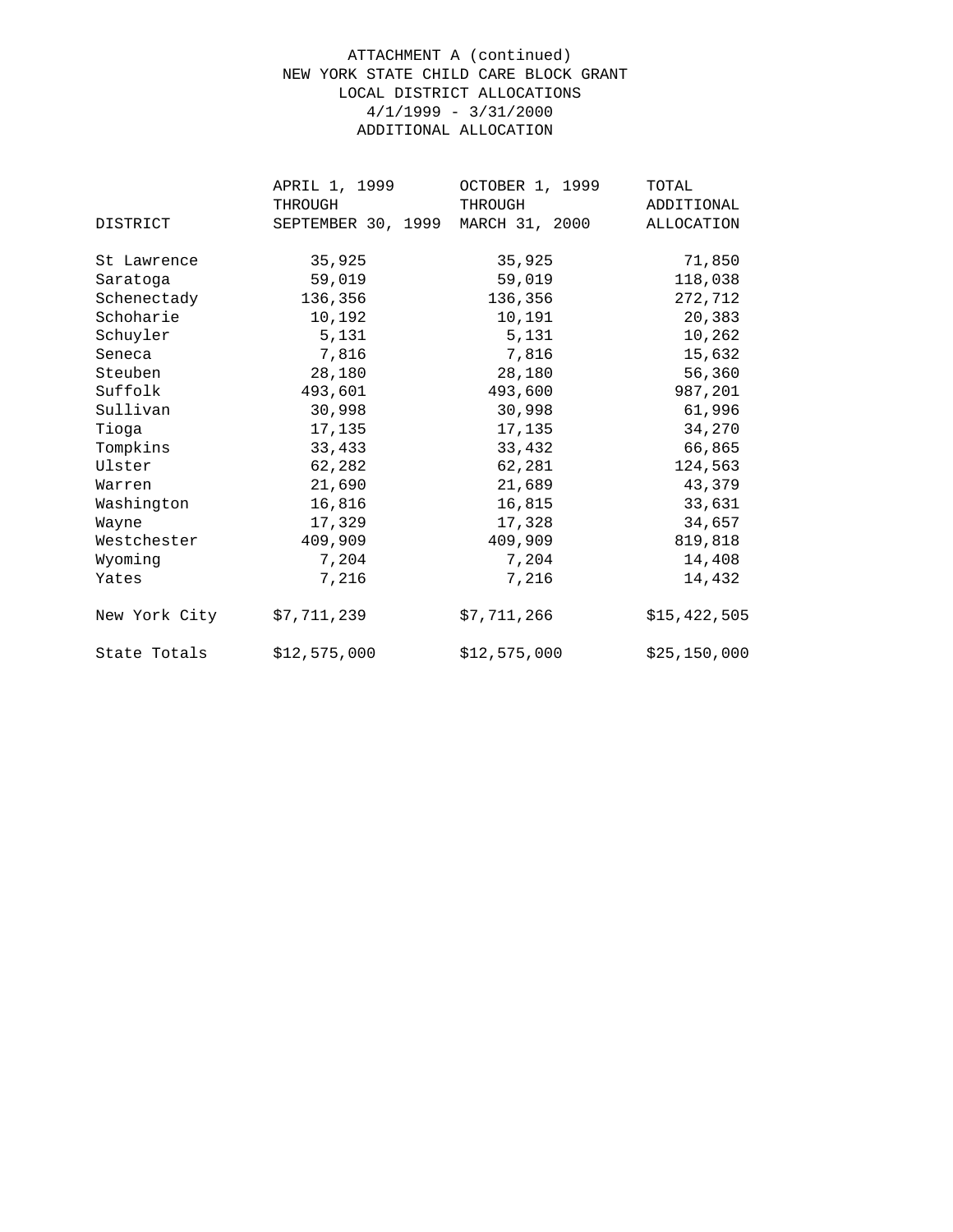ATTACHMENT A (continued)
NEW YORK STATE CHILD CARE BLOCK GRANT
LOCAL DISTRICT ALLOCATIONS
4/1/1999 - 3/31/2000
ADDITIONAL ALLOCATION

| DISTRICT | APRIL 1, 1999 THROUGH SEPTEMBER 30, 1999 | OCTOBER 1, 1999 THROUGH MARCH 31, 2000 | TOTAL ADDITIONAL ALLOCATION |
|---|---|---|---|
| St Lawrence | 35,925 | 35,925 | 71,850 |
| Saratoga | 59,019 | 59,019 | 118,038 |
| Schenectady | 136,356 | 136,356 | 272,712 |
| Schoharie | 10,192 | 10,191 | 20,383 |
| Schuyler | 5,131 | 5,131 | 10,262 |
| Seneca | 7,816 | 7,816 | 15,632 |
| Steuben | 28,180 | 28,180 | 56,360 |
| Suffolk | 493,601 | 493,600 | 987,201 |
| Sullivan | 30,998 | 30,998 | 61,996 |
| Tioga | 17,135 | 17,135 | 34,270 |
| Tompkins | 33,433 | 33,432 | 66,865 |
| Ulster | 62,282 | 62,281 | 124,563 |
| Warren | 21,690 | 21,689 | 43,379 |
| Washington | 16,816 | 16,815 | 33,631 |
| Wayne | 17,329 | 17,328 | 34,657 |
| Westchester | 409,909 | 409,909 | 819,818 |
| Wyoming | 7,204 | 7,204 | 14,408 |
| Yates | 7,216 | 7,216 | 14,432 |
| New York City | $7,711,239 | $7,711,266 | $15,422,505 |
| State Totals | $12,575,000 | $12,575,000 | $25,150,000 |